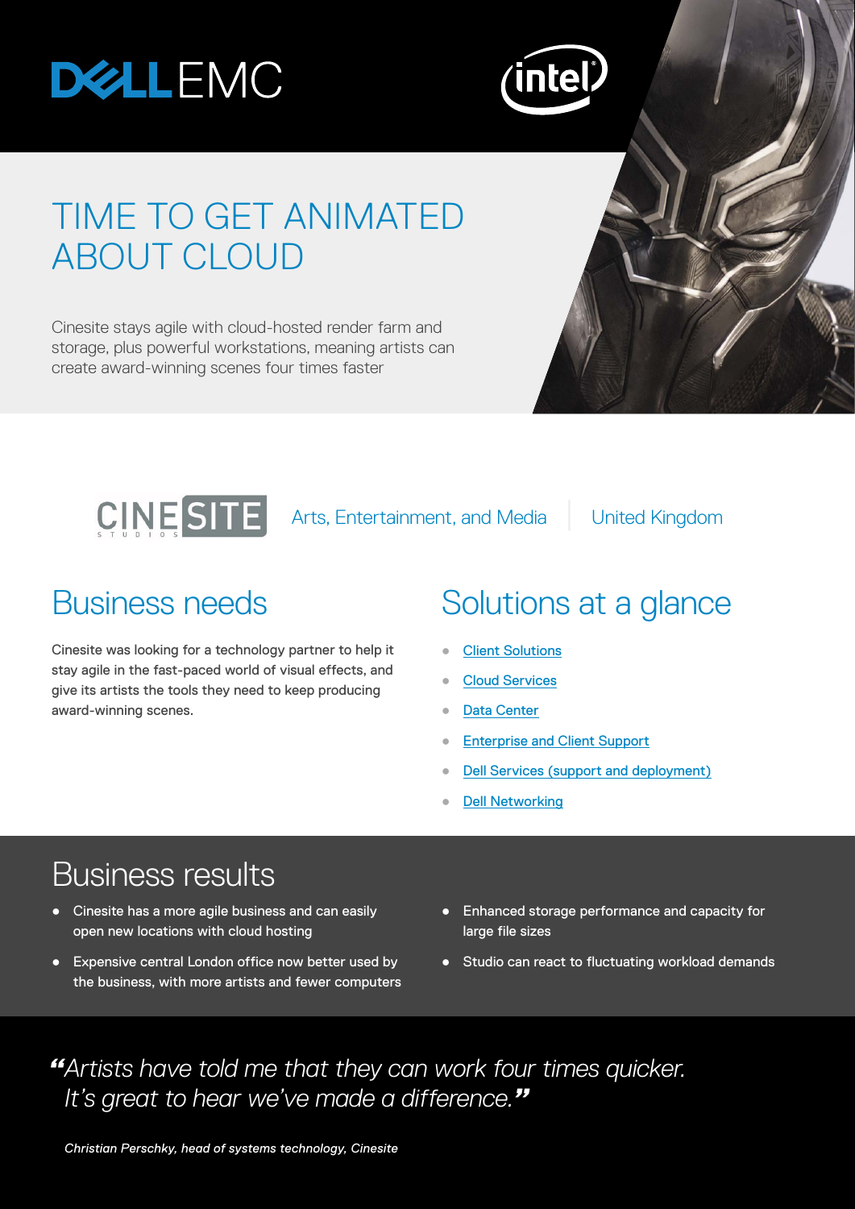# TIME TO GET ANIMATED ABOUT CLOUD

Cinesite stays agile with cloud-hosted render farm and storage, plus powerful workstations, meaning artists can create award-winning scenes four times faster

Arts, Entertainment, and Media | United Kingdom

## Business needs

Cinesite was looking for a technology partner to help it stay agile in the fast-paced world of visual effects, and give its artists the tools they need to keep producing award-winning scenes.

## Solutions at a glance

- Client Solutions
- Cloud Services
- Data Center
- Enterprise and Client Support
- Dell Services (support and deployment)
- Dell Networking

## Business results

- Cinesite has a more agile business and can easily open new locations with cloud hosting
- Expensive central London office now better used by the business, with more artists and fewer computers
- Enhanced storage performance and capacity for large file sizes
- Studio can react to fluctuating workload demands

*"Artists have told me that they can work four times quicker. It's great to hear we've made a difference."*

*Christian Perschky, head of systems technology, Cinesite*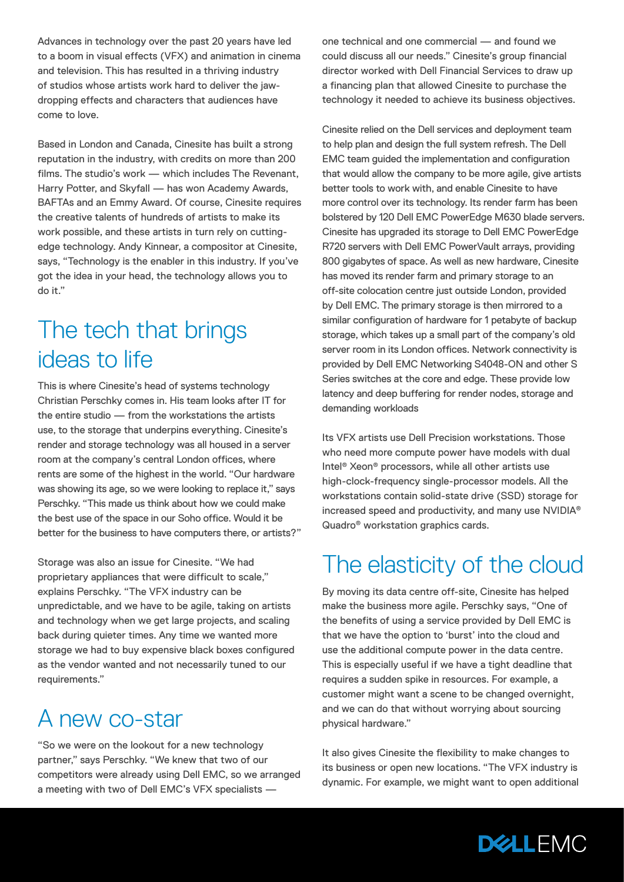Advances in technology over the past 20 years have led to a boom in visual effects (VFX) and animation in cinema and television. This has resulted in a thriving industry of studios whose artists work hard to deliver the jaw-dropping effects and characters that audiences have come to love.

Based in London and Canada, Cinesite has built a strong reputation in the industry, with credits on more than 200 films. The studio's work — which includes The Revenant, Harry Potter, and Skyfall — has won Academy Awards, BAFTAs and an Emmy Award. Of course, Cinesite requires the creative talents of hundreds of artists to make its work possible, and these artists in turn rely on cutting-edge technology. Andy Kinnear, a compositor at Cinesite, says, "Technology is the enabler in this industry. If you've got the idea in your head, the technology allows you to do it."

## The tech that brings ideas to life

This is where Cinesite's head of systems technology Christian Perschky comes in. His team looks after IT for the entire studio — from the workstations the artists use, to the storage that underpins everything. Cinesite's render and storage technology was all housed in a server room at the company's central London offices, where rents are some of the highest in the world. "Our hardware was showing its age, so we were looking to replace it," says Perschky. "This made us think about how we could make the best use of the space in our Soho office. Would it be better for the business to have computers there, or artists?"

Storage was also an issue for Cinesite. "We had proprietary appliances that were difficult to scale," explains Perschky. "The VFX industry can be unpredictable, and we have to be agile, taking on artists and technology when we get large projects, and scaling back during quieter times. Any time we wanted more storage we had to buy expensive black boxes configured as the vendor wanted and not necessarily tuned to our requirements."

## A new co-star

"So we were on the lookout for a new technology partner," says Perschky. "We knew that two of our competitors were already using Dell EMC, so we arranged a meeting with two of Dell EMC's VFX specialists — one technical and one commercial — and found we could discuss all our needs." Cinesite's group financial director worked with Dell Financial Services to draw up a financing plan that allowed Cinesite to purchase the technology it needed to achieve its business objectives.

Cinesite relied on the Dell services and deployment team to help plan and design the full system refresh. The Dell EMC team guided the implementation and configuration that would allow the company to be more agile, give artists better tools to work with, and enable Cinesite to have more control over its technology. Its render farm has been bolstered by 120 Dell EMC PowerEdge M630 blade servers. Cinesite has upgraded its storage to Dell EMC PowerEdge R720 servers with Dell EMC PowerVault arrays, providing 800 gigabytes of space. As well as new hardware, Cinesite has moved its render farm and primary storage to an off-site colocation centre just outside London, provided by Dell EMC. The primary storage is then mirrored to a similar configuration of hardware for 1 petabyte of backup storage, which takes up a small part of the company's old server room in its London offices. Network connectivity is provided by Dell EMC Networking S4048-ON and other S Series switches at the core and edge. These provide low latency and deep buffering for render nodes, storage and demanding workloads

Its VFX artists use Dell Precision workstations. Those who need more compute power have models with dual Intel® Xeon® processors, while all other artists use high-clock-frequency single-processor models. All the workstations contain solid-state drive (SSD) storage for increased speed and productivity, and many use NVIDIA® Quadro® workstation graphics cards.

## The elasticity of the cloud

By moving its data centre off-site, Cinesite has helped make the business more agile. Perschky says, "One of the benefits of using a service provided by Dell EMC is that we have the option to 'burst' into the cloud and use the additional compute power in the data centre. This is especially useful if we have a tight deadline that requires a sudden spike in resources. For example, a customer might want a scene to be changed overnight, and we can do that without worrying about sourcing physical hardware."

It also gives Cinesite the flexibility to make changes to its business or open new locations. "The VFX industry is dynamic. For example, we might want to open additional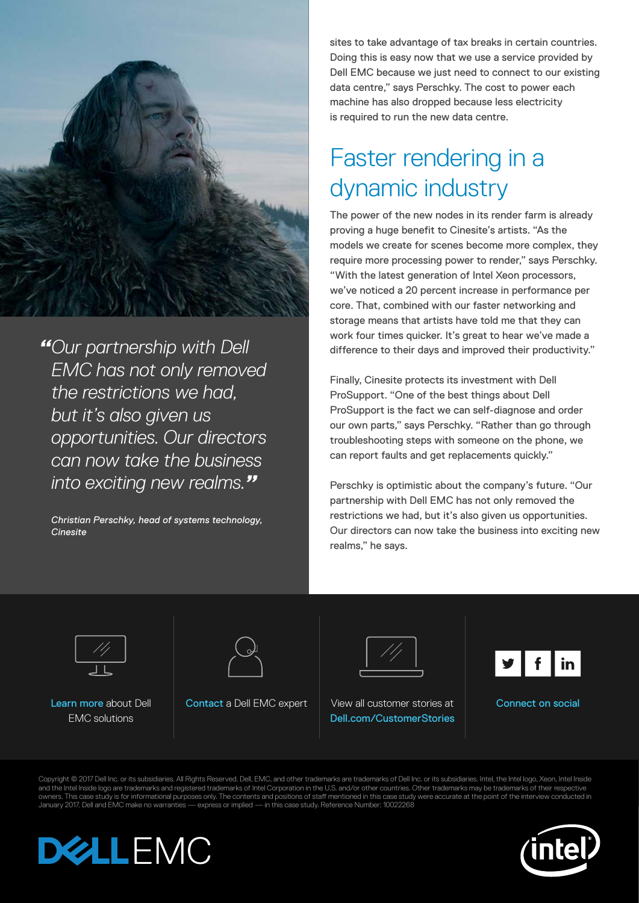> *"Our partnership with Dell EMC has not only removed the restrictions we had, but it's also given us opportunities. Our directors can now take the business into exciting new realms."*
>
> *Christian Perschky, head of systems technology, Cinesite*

sites to take advantage of tax breaks in certain countries. Doing this is easy now that we use a service provided by Dell EMC because we just need to connect to our existing data centre," says Perschky. The cost to power each machine has also dropped because less electricity is required to run the new data centre.

## Faster rendering in a dynamic industry

The power of the new nodes in its render farm is already proving a huge benefit to Cinesite's artists. "As the models we create for scenes become more complex, they require more processing power to render," says Perschky. "With the latest generation of Intel Xeon processors, we've noticed a 20 percent increase in performance per core. That, combined with our faster networking and storage means that artists have told me that they can work four times quicker. It's great to hear we've made a difference to their days and improved their productivity."

Finally, Cinesite protects its investment with Dell ProSupport. "One of the best things about Dell ProSupport is the fact we can self-diagnose and order our own parts," says Perschky. "Rather than go through troubleshooting steps with someone on the phone, we can report faults and get replacements quickly."

Perschky is optimistic about the company's future. "Our partnership with Dell EMC has not only removed the restrictions we had, but it's also given us opportunities. Our directors can now take the business into exciting new realms," he says.

Learn more about Dell EMC solutions

Contact a Dell EMC expert

View all customer stories at Dell.com/CustomerStories

Connect on social

Copyright © 2017 Dell Inc. or its subsidiaries. All Rights Reserved. Dell, EMC, and other trademarks are trademarks of Dell Inc. or its subsidiaries. Intel, the Intel logo, Xeon, Intel Inside and the Intel Inside logo are trademarks and registered trademarks of Intel Corporation in the U.S. and/or other countries. Other trademarks may be trademarks of their respective owners. This case study is for informational purposes only. The contents and positions of staff mentioned in this case study were accurate at the point of the interview conducted in January 2017. Dell and EMC make no warranties — express or implied — in this case study. Reference Number: 10022268